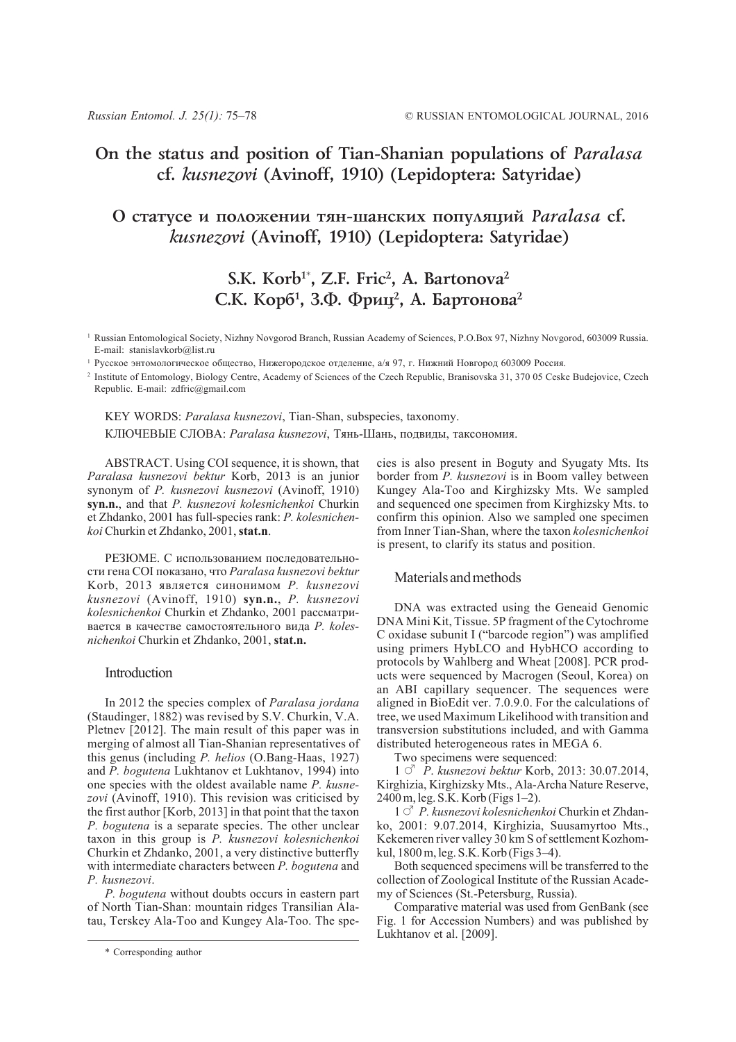# On the status and position of Tian-Shanian populations of *Paralasa* cf. *kusnezovi* (Avinoff, 1910) (Lepidoptera: Satyridae)

# О статусе и положении тян-шанских популяций *Paralasa* cf. *kusnezovi* (Avinoff, 1910) (Lepidoptera: Satyridae)

## S.K. Korb[1*], Z.F. Fric[2], A. Bartonova[2]
## С.К. Корб[1], З.Ф. Фриц[2], А. Бартонова[2]

[1] Russian Entomological Society, Nizhny Novgorod Branch, Russian Academy of Sciences, P.O.Box 97, Nizhny Novgorod, 603009 Russia. E-mail: stanislavkorb@list.ru

[1] Русское энтомологическое общество, Нижегородское отделение, а/я 97, г. Нижний Новгород 603009 Россия.

[2] Institute of Entomology, Biology Centre, Academy of Sciences of the Czech Republic, Branisovska 31, 370 05 Ceske Budejovice, Czech Republic. E-mail: zdfric@gmail.com

KEY WORDS: *Paralasa kusnezovi*, Tian-Shan, subspecies, taxonomy.

КЛЮЧЕВЫЕ СЛОВА: *Paralasa kusnezovi*, Тянь-Шань, подвиды, таксономия.

ABSTRACT. Using COI sequence, it is shown, that *Paralasa kusnezovi bektur* Korb, 2013 is an junior synonym of *P. kusnezovi kusnezovi* (Avinoff, 1910) **syn.n.**, and that *P. kusnezovi kolesnichenkoi* Churkin et Zhdanko, 2001 has full-species rank: *P. kolesnichenkoi* Churkin et Zhdanko, 2001, **stat.n**.

РЕЗЮМЕ. С использованием последовательности гена COI показано, что *Paralasa kusnezovi bektur* Korb, 2013 является синонимом *P. kusnezovi kusnezovi* (Avinoff, 1910) **syn.n.**, *P. kusnezovi kolesnichenkoi* Churkin et Zhdanko, 2001 рассматривается в качестве самостоятельного вида *P. kolesnichenkoi* Churkin et Zhdanko, 2001, **stat.n.**

## Introduction

In 2012 the species complex of *Paralasa jordana* (Staudinger, 1882) was revised by S.V. Churkin, V.A. Pletnev [2012]. The main result of this paper was in merging of almost all Tian-Shanian representatives of this genus (including *P. helios* (O.Bang-Haas, 1927) and *P. bogutena* Lukhtanov et Lukhtanov, 1994) into one species with the oldest available name *P. kusnezovi* (Avinoff, 1910). This revision was criticised by the first author [Korb, 2013] in that point that the taxon *P. bogutena* is a separate species. The other unclear taxon in this group is *P. kusnezovi kolesnichenkoi* Churkin et Zhdanko, 2001, a very distinctive butterfly with intermediate characters between *P. bogutena* and *P. kusnezovi*.

*P. bogutena* without doubts occurs in eastern part of North Tian-Shan: mountain ridges Transilian Alatau, Terskey Ala-Too and Kungey Ala-Too. The species is also present in Boguty and Syugaty Mts. Its border from *P. kusnezovi* is in Boom valley between Kungey Ala-Too and Kirghizsky Mts. We sampled and sequenced one specimen from Kirghizsky Mts. to confirm this opinion. Also we sampled one specimen from Inner Tian-Shan, where the taxon *kolesnichenkoi* is present, to clarify its status and position.

## Materials and methods

DNA was extracted using the Geneaid Genomic DNA Mini Kit, Tissue. 5P fragment of the Cytochrome C oxidase subunit I ("barcode region") was amplified using primers HybLCO and HybHCO according to protocols by Wahlberg and Wheat [2008]. PCR products were sequenced by Macrogen (Seoul, Korea) on an ABI capillary sequencer. The sequences were aligned in BioEdit ver. 7.0.9.0. For the calculations of tree, we used Maximum Likelihood with transition and transversion substitutions included, and with Gamma distributed heterogeneous rates in MEGA 6.

Two specimens were sequenced:

1 ♂ *P. kusnezovi bektur* Korb, 2013: 30.07.2014, Kirghizia, Kirghizsky Mts., Ala-Archa Nature Reserve, 2400 m, leg. S.K. Korb (Figs 1–2).

1 ♂ *P. kusnezovi kolesnichenkoi* Churkin et Zhdanko, 2001: 9.07.2014, Kirghizia, Suusamyrtoo Mts., Kekemeren river valley 30 km S of settlement Kozhomkul, 1800 m, leg. S.K. Korb (Figs 3–4).

Both sequenced specimens will be transferred to the collection of Zoological Institute of the Russian Academy of Sciences (St.-Petersburg, Russia).

Comparative material was used from GenBank (see Fig. 1 for Accession Numbers) and was published by Lukhtanov et al. [2009].

\* Corresponding author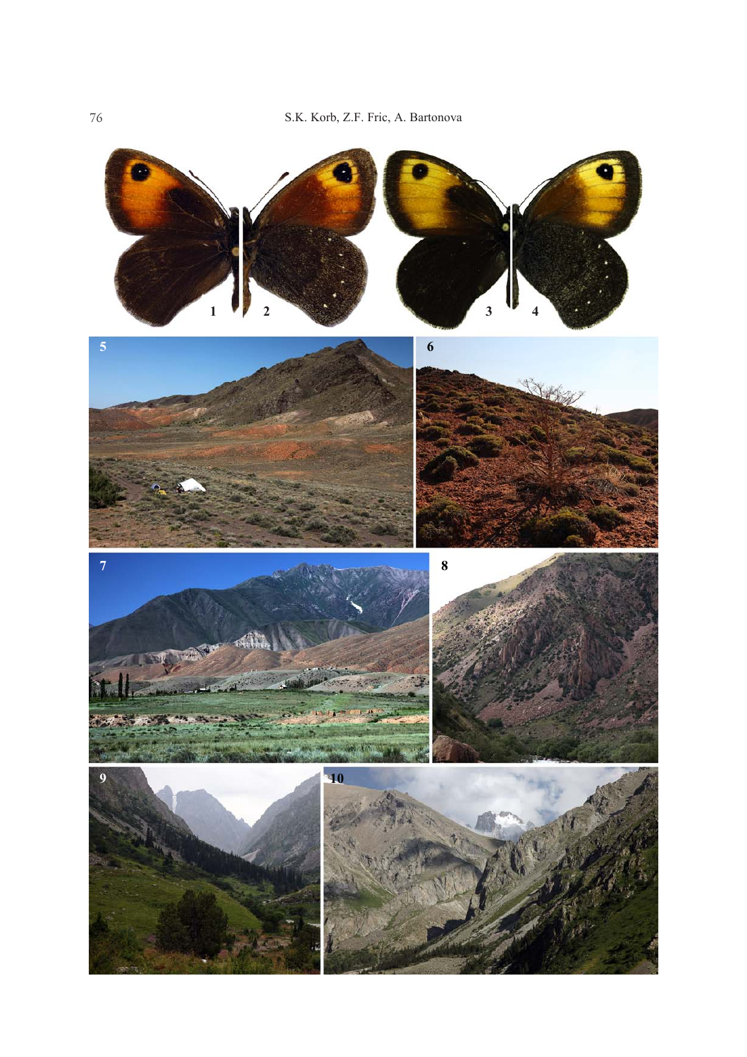1 2 3 4

5 6

7 8

9 10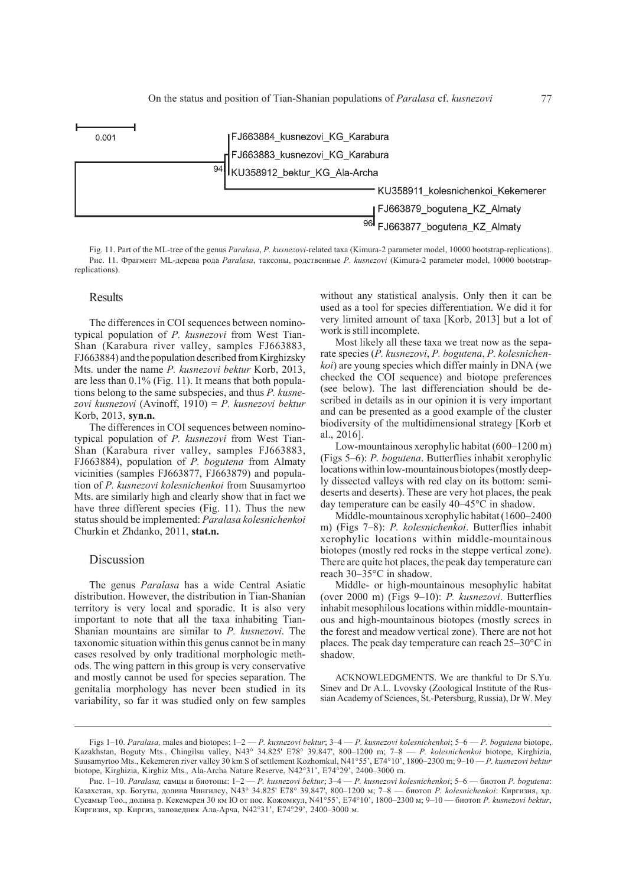Fig. 11. Part of the ML-tree of the genus *Paralasa*, *P. kusnezovi*-related taxa (Kimura-2 parameter model, 10000 bootstrap-replications).

Рис. 11. Фрагмент ML-дерева рода *Paralasa*, таксоны, родственные *P. kusnezovi* (Kimura-2 parameter model, 10000 bootstrap-replications).

## Results

The differences in COI sequences between nominotypical population of *P. kusnezovi* from West Tian-Shan (Karabura river valley, samples FJ663883, FJ663884) and the population described from Kirghizsky Mts. under the name *P. kusnezovi bektur* Korb, 2013, are less than 0.1% (Fig. 11). It means that both populations belong to the same subspecies, and thus *P. kusnezovi kusnezovi* (Avinoff, 1910) = *P. kusnezovi bektur* Korb, 2013, **syn.n.**

The differences in COI sequences between nominotypical population of *P. kusnezovi* from West Tian-Shan (Karabura river valley, samples FJ663883, FJ663884), population of *P. bogutena* from Almaty vicinities (samples FJ663877, FJ663879) and population of *P. kusnezovi kolesnichenkoi* from Suusamyrtoo Mts. are similarly high and clearly show that in fact we have three different species (Fig. 11). Thus the new status should be implemented: *Paralasa kolesnichenkoi* Churkin et Zhdanko, 2011, **stat.n.**

## Discussion

The genus *Paralasa* has a wide Central Asiatic distribution. However, the distribution in Tian-Shanian territory is very local and sporadic. It is also very important to note that all the taxa inhabiting Tian-Shanian mountains are similar to *P. kusnezovi*. The taxonomic situation within this genus cannot be in many cases resolved by only traditional morphologic methods. The wing pattern in this group is very conservative and mostly cannot be used for species separation. The genitalia morphology has never been studied in its variability, so far it was studied only on few samples without any statistical analysis. Only then it can be used as a tool for species differentiation. We did it for very limited amount of taxa [Korb, 2013] but a lot of work is still incomplete.

Most likely all these taxa we treat now as the separate species (*P. kusnezovi*, *P. bogutena*, *P. kolesnichenkoi*) are young species which differ mainly in DNA (we checked the COI sequence) and biotope preferences (see below). The last differenciation should be described in details as in our opinion it is very important and can be presented as a good example of the cluster biodiversity of the multidimensional strategy [Korb et al., 2016].

Low-mountainous xerophylic habitat (600–1200 m) (Figs 5–6): *P. bogutena*. Butterflies inhabit xerophylic locations within low-mountainous biotopes (mostly deeply dissected valleys with red clay on its bottom: semi-deserts and deserts). These are very hot places, the peak day temperature can be easily 40–45°C in shadow.

Middle-mountainous xerophylic habitat (1600–2400 m) (Figs 7–8): *P. kolesnichenkoi*. Butterflies inhabit xerophylic locations within middle-mountainous biotopes (mostly red rocks in the steppe vertical zone). There are quite hot places, the peak day temperature can reach 30–35°C in shadow.

Middle- or high-mountainous mesophylic habitat (over 2000 m) (Figs 9–10): *P. kusnezovi*. Butterflies inhabit mesophilous locations within middle-mountainous and high-mountainous biotopes (mostly screes in the forest and meadow vertical zone). There are not hot places. The peak day temperature can reach 25–30°C in shadow.

ACKNOWLEDGMENTS. We are thankful to Dr S.Yu. Sinev and Dr A.L. Lvovsky (Zoological Institute of the Russian Academy of Sciences, St.-Petersburg, Russia), Dr W. Mey

Figs 1–10. *Paralasa,* males and biotopes: 1–2 — *P. kusnezovi bektur*; 3–4 — *P. kusnezovi kolesnichenkoi*; 5–6 — *P. bogutena* biotope, Kazakhstan, Boguty Mts., Chingilsu valley, N43° 34.825' E78° 39.847', 800–1200 m; 7–8 — *P. kolesnichenkoi* biotope, Kirghizia, Suusamyrtoo Mts., Kekemeren river valley 30 km S of settlement Kozhomkul, N41°55', E74°10', 1800–2300 m; 9–10 — *P. kusnezovi bektur* biotope, Kirghizia, Kirghiz Mts., Ala-Archa Nature Reserve, N42°31', E74°29', 2400–3000 m.

Рис. 1–10. *Paralasa,* самцы и биотопы: 1–2 — *P. kusnezovi bektur*; 3–4 — *P. kusnezovi kolesnichenkoi*; 5–6 — биотоп *P. bogutena*: Казахстан, хр. Богуты, долина Чингилсу, N43° 34.825' E78° 39.847', 800–1200 м; 7–8 — биотоп *P. kolesnichenkoi*: Киргизия, хр. Сусамыр Тоо., долина р. Кекемерен 30 км Ю от пос. Кожомкул, N41°55', E74°10', 1800–2300 м; 9–10 — биотоп *P. kusnezovi bektur*, Киргизия, хр. Киргиз, заповедник Ала-Арча, N42°31', E74°29', 2400–3000 м.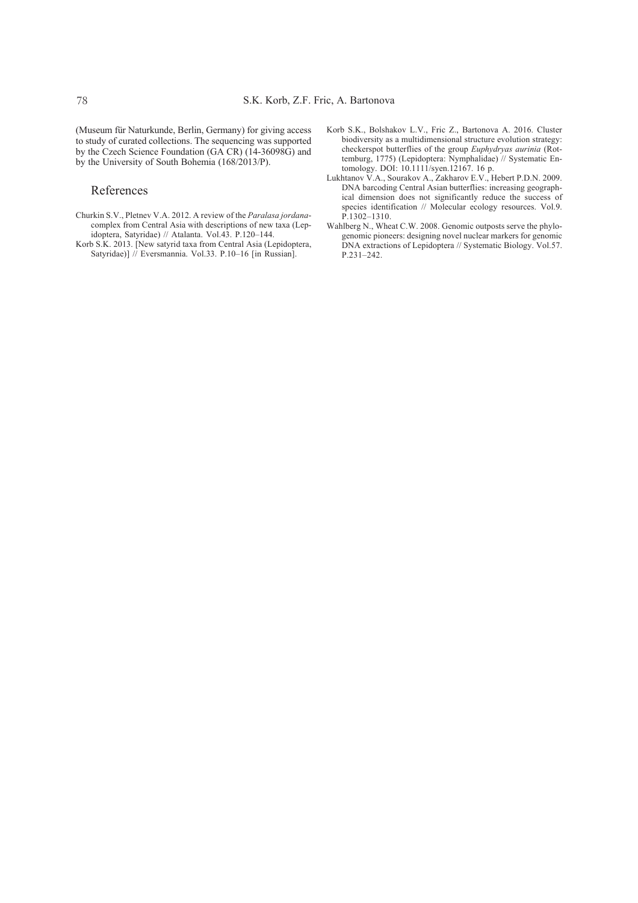(Museum für Naturkunde, Berlin, Germany) for giving access to study of curated collections. The sequencing was supported by the Czech Science Foundation (GA CR) (14-36098G) and by the University of South Bohemia (168/2013/P).

## References

Churkin S.V., Pletnev V.A. 2012. A review of the *Paralasa jordana*-complex from Central Asia with descriptions of new taxa (Lepidoptera, Satyridae) // Atalanta. Vol.43. P.120–144.

Korb S.K. 2013. [New satyrid taxa from Central Asia (Lepidoptera, Satyridae)] // Eversmannia. Vol.33. P.10–16 [in Russian].

Korb S.K., Bolshakov L.V., Fric Z., Bartonova A. 2016. Cluster biodiversity as a multidimensional structure evolution strategy: checkerspot butterflies of the group *Euphydryas aurinia* (Rottemburg, 1775) (Lepidoptera: Nymphalidae) // Systematic Entomology. DOI: 10.1111/syen.12167. 16 p.

Lukhtanov V.A., Sourakov A., Zakharov E.V., Hebert P.D.N. 2009. DNA barcoding Central Asian butterflies: increasing geographical dimension does not significantly reduce the success of species identification // Molecular ecology resources. Vol.9. P.1302–1310.

Wahlberg N., Wheat C.W. 2008. Genomic outposts serve the phylogenomic pioneers: designing novel nuclear markers for genomic DNA extractions of Lepidoptera // Systematic Biology. Vol.57. P.231–242.